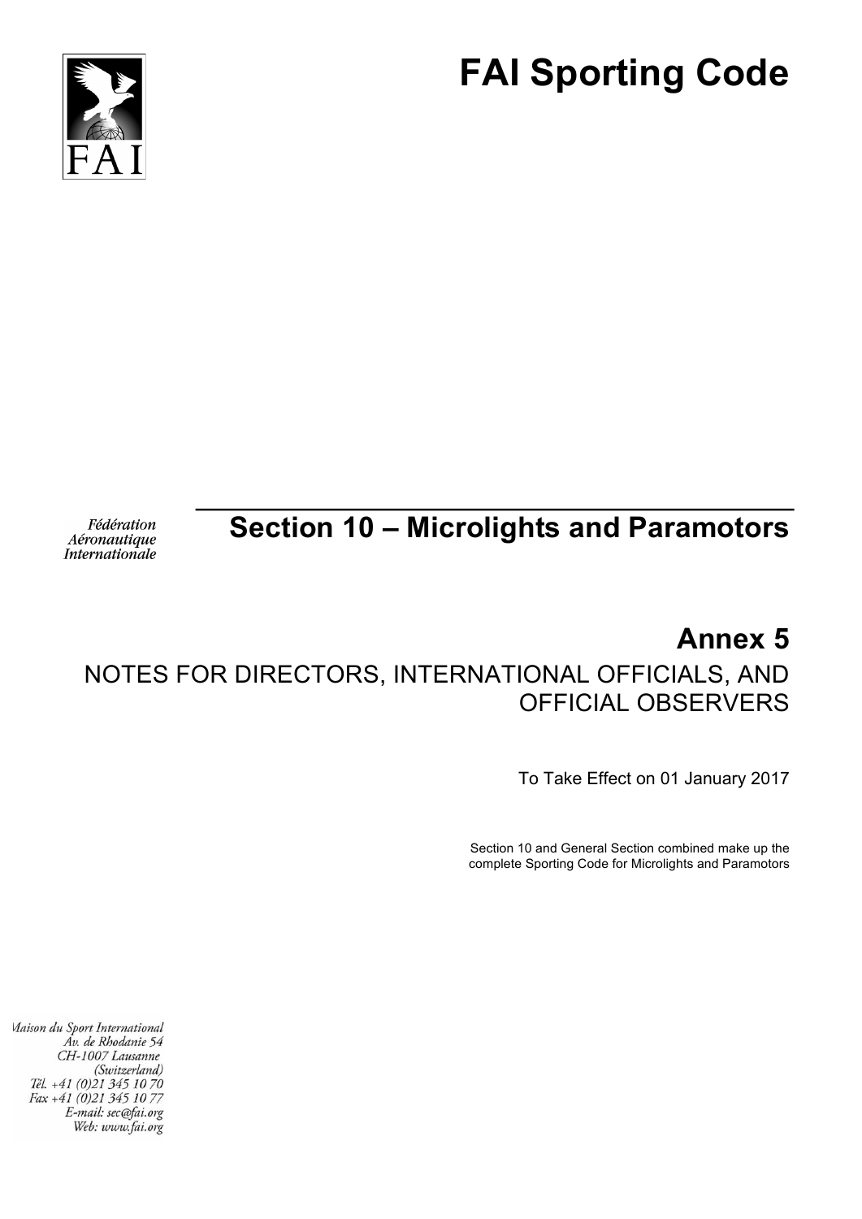# FAI Sporting Code

FAI

*Fédération Aéronautique Internationale*

## Section 10 – Microlights and Paramotors

## Annex 5

NOTES FOR DIRECTORS, INTERNATIONAL OFFICIALS, AND OFFICIAL OBSERVERS

To Take Effect on 01 January 2017

Section 10 and General Section combined make up the complete Sporting Code for Microlights and Paramotors

*Maison du Sport International*
*Av. de Rhodanie 54*
*CH-1007 Lausanne*
*(Switzerland)*
*Tél. +41 (0)21 345 10 70*
*Fax +41 (0)21 345 10 77*
*E-mail: sec@fai.org*
*Web: www.fai.org*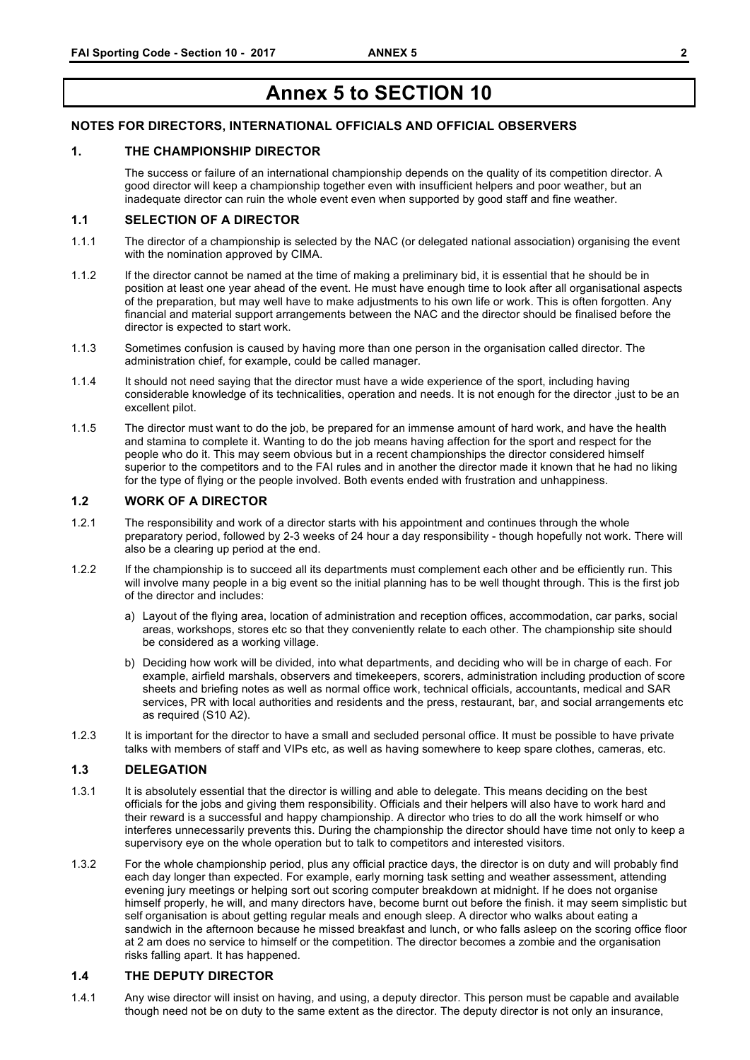# Annex 5 to SECTION 10

## NOTES FOR DIRECTORS, INTERNATIONAL OFFICIALS AND OFFICIAL OBSERVERS

### 1. THE CHAMPIONSHIP DIRECTOR

The success or failure of an international championship depends on the quality of its competition director. A good director will keep a championship together even with insufficient helpers and poor weather, but an inadequate director can ruin the whole event even when supported by good staff and fine weather.

### 1.1 SELECTION OF A DIRECTOR

1.1.1 The director of a championship is selected by the NAC (or delegated national association) organising the event with the nomination approved by CIMA.

1.1.2 If the director cannot be named at the time of making a preliminary bid, it is essential that he should be in position at least one year ahead of the event. He must have enough time to look after all organisational aspects of the preparation, but may well have to make adjustments to his own life or work. This is often forgotten. Any financial and material support arrangements between the NAC and the director should be finalised before the director is expected to start work.

1.1.3 Sometimes confusion is caused by having more than one person in the organisation called director. The administration chief, for example, could be called manager.

1.1.4 It should not need saying that the director must have a wide experience of the sport, including having considerable knowledge of its technicalities, operation and needs. It is not enough for the director ,just to be an excellent pilot.

1.1.5 The director must want to do the job, be prepared for an immense amount of hard work, and have the health and stamina to complete it. Wanting to do the job means having affection for the sport and respect for the people who do it. This may seem obvious but in a recent championships the director considered himself superior to the competitors and to the FAI rules and in another the director made it known that he had no liking for the type of flying or the people involved. Both events ended with frustration and unhappiness.

### 1.2 WORK OF A DIRECTOR

1.2.1 The responsibility and work of a director starts with his appointment and continues through the whole preparatory period, followed by 2-3 weeks of 24 hour a day responsibility - though hopefully not work. There will also be a clearing up period at the end.

1.2.2 If the championship is to succeed all its departments must complement each other and be efficiently run. This will involve many people in a big event so the initial planning has to be well thought through. This is the first job of the director and includes:

a) Layout of the flying area, location of administration and reception offices, accommodation, car parks, social areas, workshops, stores etc so that they conveniently relate to each other. The championship site should be considered as a working village.

b) Deciding how work will be divided, into what departments, and deciding who will be in charge of each. For example, airfield marshals, observers and timekeepers, scorers, administration including production of score sheets and briefing notes as well as normal office work, technical officials, accountants, medical and SAR services, PR with local authorities and residents and the press, restaurant, bar, and social arrangements etc as required (S10 A2).

1.2.3 It is important for the director to have a small and secluded personal office. It must be possible to have private talks with members of staff and VIPs etc, as well as having somewhere to keep spare clothes, cameras, etc.

### 1.3 DELEGATION

1.3.1 It is absolutely essential that the director is willing and able to delegate. This means deciding on the best officials for the jobs and giving them responsibility. Officials and their helpers will also have to work hard and their reward is a successful and happy championship. A director who tries to do all the work himself or who interferes unnecessarily prevents this. During the championship the director should have time not only to keep a supervisory eye on the whole operation but to talk to competitors and interested visitors.

1.3.2 For the whole championship period, plus any official practice days, the director is on duty and will probably find each day longer than expected. For example, early morning task setting and weather assessment, attending evening jury meetings or helping sort out scoring computer breakdown at midnight. If he does not organise himself properly, he will, and many directors have, become burnt out before the finish. it may seem simplistic but self organisation is about getting regular meals and enough sleep. A director who walks about eating a sandwich in the afternoon because he missed breakfast and lunch, or who falls asleep on the scoring office floor at 2 am does no service to himself or the competition. The director becomes a zombie and the organisation risks falling apart. It has happened.

### 1.4 THE DEPUTY DIRECTOR

1.4.1 Any wise director will insist on having, and using, a deputy director. This person must be capable and available though need not be on duty to the same extent as the director. The deputy director is not only an insurance,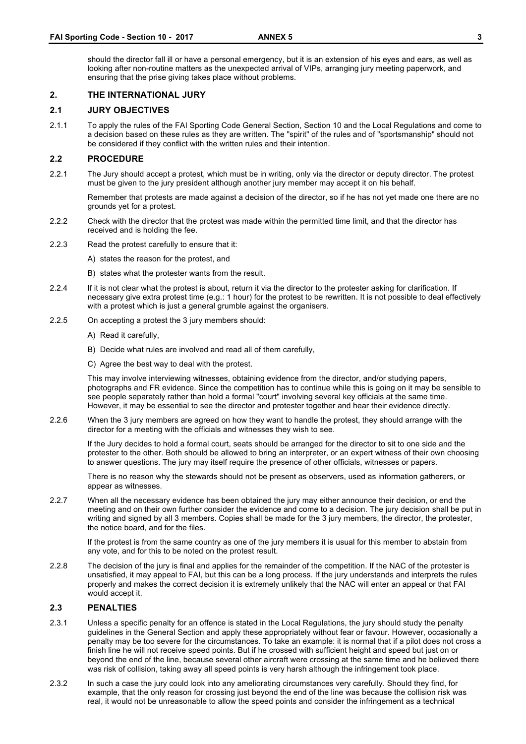should the director fall ill or have a personal emergency, but it is an extension of his eyes and ears, as well as looking after non-routine matters as the unexpected arrival of VIPs, arranging jury meeting paperwork, and ensuring that the prise giving takes place without problems.

## 2. THE INTERNATIONAL JURY

### 2.1 JURY OBJECTIVES

2.1.1 To apply the rules of the FAI Sporting Code General Section, Section 10 and the Local Regulations and come to a decision based on these rules as they are written. The "spirit" of the rules and of "sportsmanship" should not be considered if they conflict with the written rules and their intention.

### 2.2 PROCEDURE

2.2.1 The Jury should accept a protest, which must be in writing, only via the director or deputy director. The protest must be given to the jury president although another jury member may accept it on his behalf.

Remember that protests are made against a decision of the director, so if he has not yet made one there are no grounds yet for a protest.

2.2.2 Check with the director that the protest was made within the permitted time limit, and that the director has received and is holding the fee.

2.2.3 Read the protest carefully to ensure that it:

A) states the reason for the protest, and

B) states what the protester wants from the result.

2.2.4 If it is not clear what the protest is about, return it via the director to the protester asking for clarification. If necessary give extra protest time (e.g.: 1 hour) for the protest to be rewritten. It is not possible to deal effectively with a protest which is just a general grumble against the organisers.

2.2.5 On accepting a protest the 3 jury members should:

A) Read it carefully,

B) Decide what rules are involved and read all of them carefully,

C) Agree the best way to deal with the protest.

This may involve interviewing witnesses, obtaining evidence from the director, and/or studying papers, photographs and FR evidence. Since the competition has to continue while this is going on it may be sensible to see people separately rather than hold a formal "court" involving several key officials at the same time. However, it may be essential to see the director and protester together and hear their evidence directly.

2.2.6 When the 3 jury members are agreed on how they want to handle the protest, they should arrange with the director for a meeting with the officials and witnesses they wish to see.

If the Jury decides to hold a formal court, seats should be arranged for the director to sit to one side and the protester to the other. Both should be allowed to bring an interpreter, or an expert witness of their own choosing to answer questions. The jury may itself require the presence of other officials, witnesses or papers.

There is no reason why the stewards should not be present as observers, used as information gatherers, or appear as witnesses.

2.2.7 When all the necessary evidence has been obtained the jury may either announce their decision, or end the meeting and on their own further consider the evidence and come to a decision. The jury decision shall be put in writing and signed by all 3 members. Copies shall be made for the 3 jury members, the director, the protester, the notice board, and for the files.

If the protest is from the same country as one of the jury members it is usual for this member to abstain from any vote, and for this to be noted on the protest result.

2.2.8 The decision of the jury is final and applies for the remainder of the competition. If the NAC of the protester is unsatisfied, it may appeal to FAI, but this can be a long process. If the jury understands and interprets the rules properly and makes the correct decision it is extremely unlikely that the NAC will enter an appeal or that FAI would accept it.

### 2.3 PENALTIES

2.3.1 Unless a specific penalty for an offence is stated in the Local Regulations, the jury should study the penalty guidelines in the General Section and apply these appropriately without fear or favour. However, occasionally a penalty may be too severe for the circumstances. To take an example: it is normal that if a pilot does not cross a finish line he will not receive speed points. But if he crossed with sufficient height and speed but just on or beyond the end of the line, because several other aircraft were crossing at the same time and he believed there was risk of collision, taking away all speed points is very harsh although the infringement took place.

2.3.2 In such a case the jury could look into any ameliorating circumstances very carefully. Should they find, for example, that the only reason for crossing just beyond the end of the line was because the collision risk was real, it would not be unreasonable to allow the speed points and consider the infringement as a technical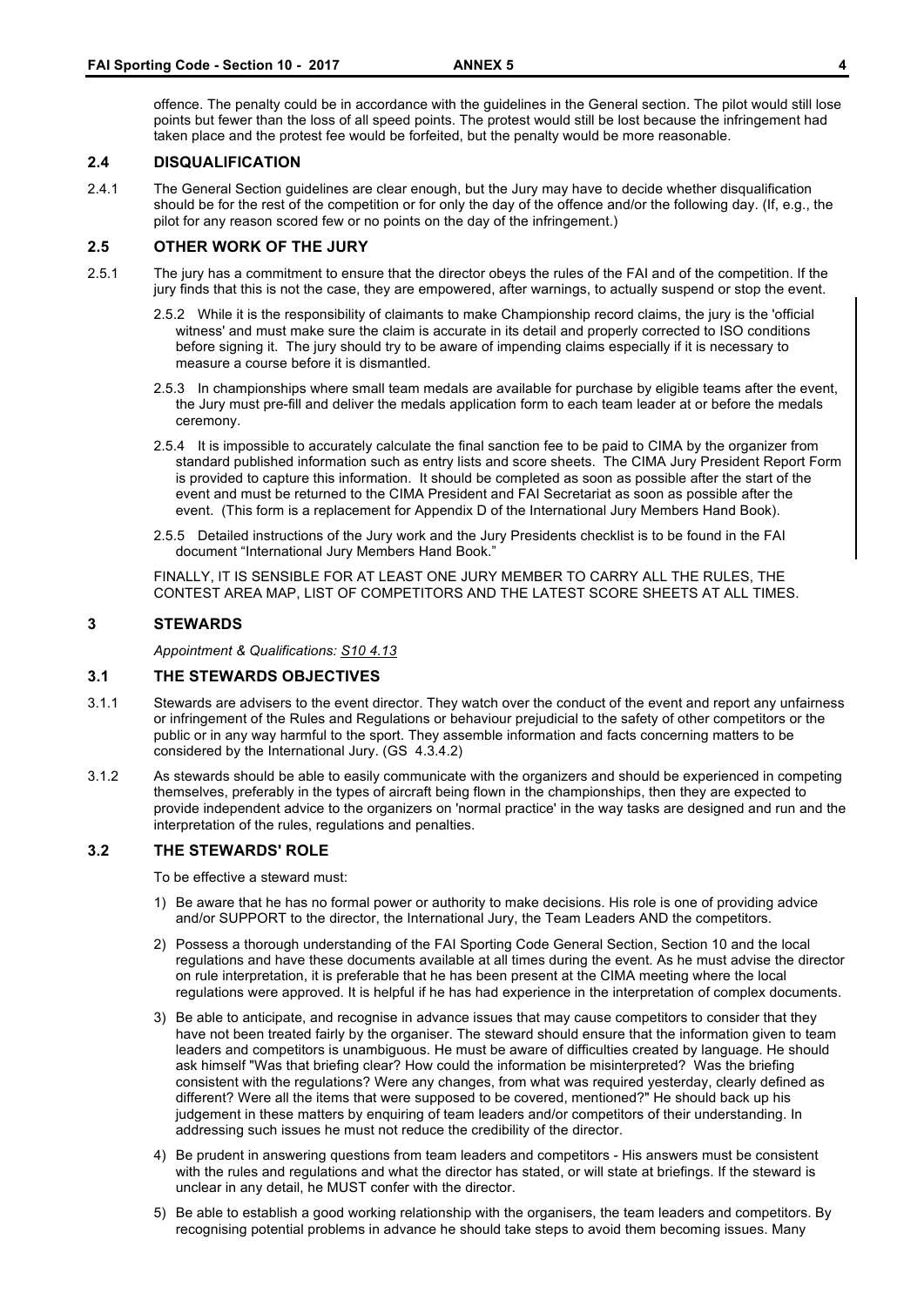offence. The penalty could be in accordance with the guidelines in the General section. The pilot would still lose points but fewer than the loss of all speed points. The protest would still be lost because the infringement had taken place and the protest fee would be forfeited, but the penalty would be more reasonable.

### 2.4 DISQUALIFICATION

2.4.1 The General Section guidelines are clear enough, but the Jury may have to decide whether disqualification should be for the rest of the competition or for only the day of the offence and/or the following day. (If, e.g., the pilot for any reason scored few or no points on the day of the infringement.)

### 2.5 OTHER WORK OF THE JURY

2.5.1 The jury has a commitment to ensure that the director obeys the rules of the FAI and of the competition. If the jury finds that this is not the case, they are empowered, after warnings, to actually suspend or stop the event.

2.5.2 While it is the responsibility of claimants to make Championship record claims, the jury is the 'official witness' and must make sure the claim is accurate in its detail and properly corrected to ISO conditions before signing it. The jury should try to be aware of impending claims especially if it is necessary to measure a course before it is dismantled.

2.5.3 In championships where small team medals are available for purchase by eligible teams after the event, the Jury must pre-fill and deliver the medals application form to each team leader at or before the medals ceremony.

2.5.4 It is impossible to accurately calculate the final sanction fee to be paid to CIMA by the organizer from standard published information such as entry lists and score sheets. The CIMA Jury President Report Form is provided to capture this information. It should be completed as soon as possible after the start of the event and must be returned to the CIMA President and FAI Secretariat as soon as possible after the event. (This form is a replacement for Appendix D of the International Jury Members Hand Book).

2.5.5 Detailed instructions of the Jury work and the Jury Presidents checklist is to be found in the FAI document "International Jury Members Hand Book."

FINALLY, IT IS SENSIBLE FOR AT LEAST ONE JURY MEMBER TO CARRY ALL THE RULES, THE CONTEST AREA MAP, LIST OF COMPETITORS AND THE LATEST SCORE SHEETS AT ALL TIMES.

## 3 STEWARDS

*Appointment & Qualifications: S10 4.13*

### 3.1 THE STEWARDS OBJECTIVES

3.1.1 Stewards are advisers to the event director. They watch over the conduct of the event and report any unfairness or infringement of the Rules and Regulations or behaviour prejudicial to the safety of other competitors or the public or in any way harmful to the sport. They assemble information and facts concerning matters to be considered by the International Jury. (GS 4.3.4.2)

3.1.2 As stewards should be able to easily communicate with the organizers and should be experienced in competing themselves, preferably in the types of aircraft being flown in the championships, then they are expected to provide independent advice to the organizers on 'normal practice' in the way tasks are designed and run and the interpretation of the rules, regulations and penalties.

### 3.2 THE STEWARDS' ROLE

To be effective a steward must:

1) Be aware that he has no formal power or authority to make decisions. His role is one of providing advice and/or SUPPORT to the director, the International Jury, the Team Leaders AND the competitors.
2) Possess a thorough understanding of the FAI Sporting Code General Section, Section 10 and the local regulations and have these documents available at all times during the event. As he must advise the director on rule interpretation, it is preferable that he has been present at the CIMA meeting where the local regulations were approved. It is helpful if he has had experience in the interpretation of complex documents.
3) Be able to anticipate, and recognise in advance issues that may cause competitors to consider that they have not been treated fairly by the organiser. The steward should ensure that the information given to team leaders and competitors is unambiguous. He must be aware of difficulties created by language. He should ask himself "Was that briefing clear? How could the information be misinterpreted? Was the briefing consistent with the regulations? Were any changes, from what was required yesterday, clearly defined as different? Were all the items that were supposed to be covered, mentioned?" He should back up his judgement in these matters by enquiring of team leaders and/or competitors of their understanding. In addressing such issues he must not reduce the credibility of the director.
4) Be prudent in answering questions from team leaders and competitors - His answers must be consistent with the rules and regulations and what the director has stated, or will state at briefings. If the steward is unclear in any detail, he MUST confer with the director.
5) Be able to establish a good working relationship with the organisers, the team leaders and competitors. By recognising potential problems in advance he should take steps to avoid them becoming issues. Many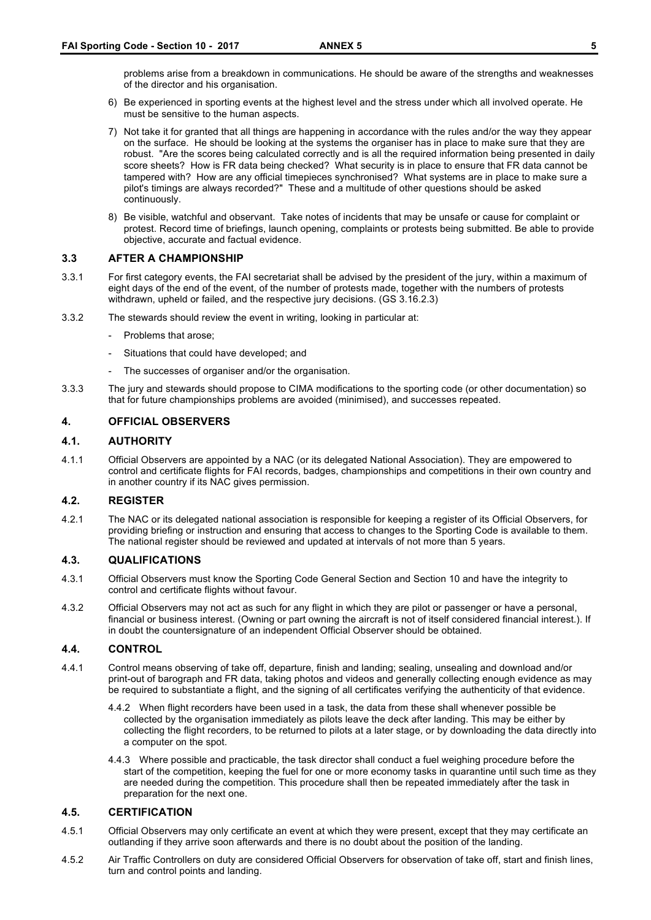problems arise from a breakdown in communications. He should be aware of the strengths and weaknesses of the director and his organisation.

6) Be experienced in sporting events at the highest level and the stress under which all involved operate. He must be sensitive to the human aspects.

7) Not take it for granted that all things are happening in accordance with the rules and/or the way they appear on the surface. He should be looking at the systems the organiser has in place to make sure that they are robust. "Are the scores being calculated correctly and is all the required information being presented in daily score sheets? How is FR data being checked? What security is in place to ensure that FR data cannot be tampered with? How are any official timepieces synchronised? What systems are in place to make sure a pilot's timings are always recorded?" These and a multitude of other questions should be asked continuously.

8) Be visible, watchful and observant. Take notes of incidents that may be unsafe or cause for complaint or protest. Record time of briefings, launch opening, complaints or protests being submitted. Be able to provide objective, accurate and factual evidence.

### 3.3 AFTER A CHAMPIONSHIP

3.3.1 For first category events, the FAI secretariat shall be advised by the president of the jury, within a maximum of eight days of the end of the event, of the number of protests made, together with the numbers of protests withdrawn, upheld or failed, and the respective jury decisions. (GS 3.16.2.3)

3.3.2 The stewards should review the event in writing, looking in particular at:

- Problems that arose;
- Situations that could have developed; and
- The successes of organiser and/or the organisation.

3.3.3 The jury and stewards should propose to CIMA modifications to the sporting code (or other documentation) so that for future championships problems are avoided (minimised), and successes repeated.

## 4. OFFICIAL OBSERVERS

### 4.1. AUTHORITY

4.1.1 Official Observers are appointed by a NAC (or its delegated National Association). They are empowered to control and certificate flights for FAI records, badges, championships and competitions in their own country and in another country if its NAC gives permission.

### 4.2. REGISTER

4.2.1 The NAC or its delegated national association is responsible for keeping a register of its Official Observers, for providing briefing or instruction and ensuring that access to changes to the Sporting Code is available to them. The national register should be reviewed and updated at intervals of not more than 5 years.

### 4.3. QUALIFICATIONS

4.3.1 Official Observers must know the Sporting Code General Section and Section 10 and have the integrity to control and certificate flights without favour.

4.3.2 Official Observers may not act as such for any flight in which they are pilot or passenger or have a personal, financial or business interest. (Owning or part owning the aircraft is not of itself considered financial interest.). If in doubt the countersignature of an independent Official Observer should be obtained.

### 4.4. CONTROL

4.4.1 Control means observing of take off, departure, finish and landing; sealing, unsealing and download and/or print-out of barograph and FR data, taking photos and videos and generally collecting enough evidence as may be required to substantiate a flight, and the signing of all certificates verifying the authenticity of that evidence.

4.4.2 When flight recorders have been used in a task, the data from these shall whenever possible be collected by the organisation immediately as pilots leave the deck after landing. This may be either by collecting the flight recorders, to be returned to pilots at a later stage, or by downloading the data directly into a computer on the spot.

4.4.3 Where possible and practicable, the task director shall conduct a fuel weighing procedure before the start of the competition, keeping the fuel for one or more economy tasks in quarantine until such time as they are needed during the competition. This procedure shall then be repeated immediately after the task in preparation for the next one.

### 4.5. CERTIFICATION

4.5.1 Official Observers may only certificate an event at which they were present, except that they may certificate an outlanding if they arrive soon afterwards and there is no doubt about the position of the landing.

4.5.2 Air Traffic Controllers on duty are considered Official Observers for observation of take off, start and finish lines, turn and control points and landing.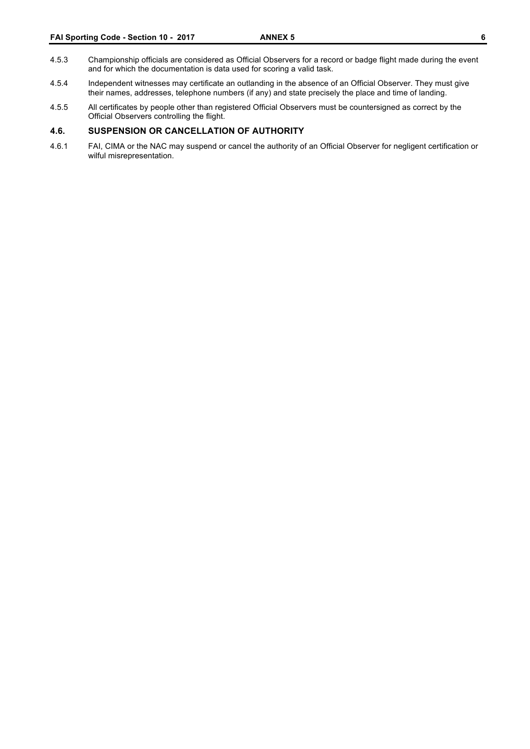4.5.3 Championship officials are considered as Official Observers for a record or badge flight made during the event and for which the documentation is data used for scoring a valid task.

4.5.4 Independent witnesses may certificate an outlanding in the absence of an Official Observer. They must give their names, addresses, telephone numbers (if any) and state precisely the place and time of landing.

4.5.5 All certificates by people other than registered Official Observers must be countersigned as correct by the Official Observers controlling the flight.

## 4.6. SUSPENSION OR CANCELLATION OF AUTHORITY

4.6.1 FAI, CIMA or the NAC may suspend or cancel the authority of an Official Observer for negligent certification or wilful misrepresentation.